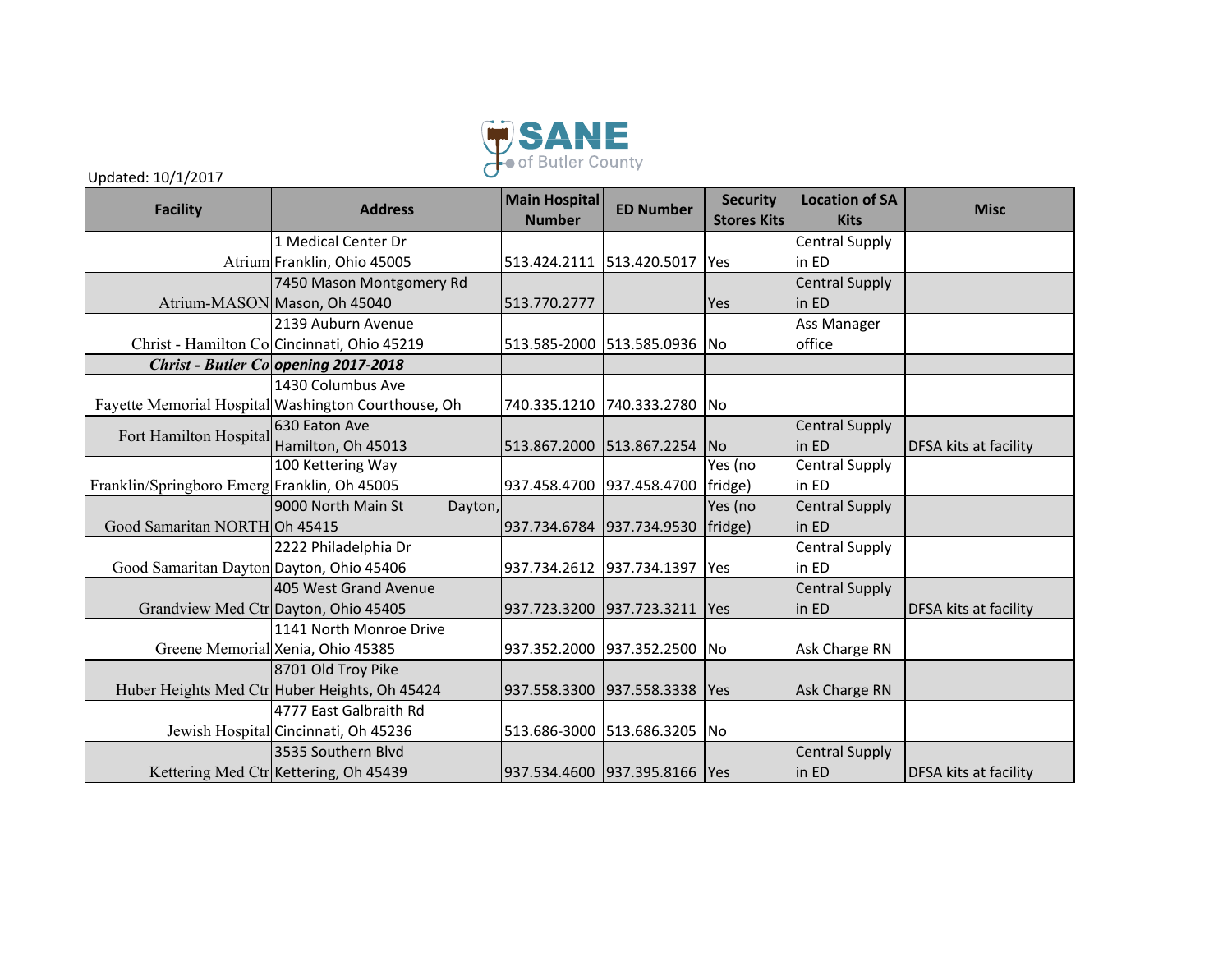SANE of Butler County

Updated: 10/1/2017

| Facility | Address | Main Hospital Number | ED Number | Security Stores Kits | Location of SA Kits | Misc |
|---|---|---|---|---|---|---|
| Atrium | 1 Medical Center Dr Franklin, Ohio 45005 | 513.424.2111 | 513.420.5017 | Yes | Central Supply in ED | |
| Atrium-MASON | 7450 Mason Montgomery Rd Mason, Oh 45040 | 513.770.2777 | | Yes | Central Supply in ED | |
| Christ - Hamilton Co | 2139 Auburn Avenue Cincinnati, Ohio 45219 | 513.585-2000 | 513.585.0936 | No | Ass Manager office | |
| ***Christ - Butler Co*** | ***opening 2017-2018*** | | | | | |
| Fayette Memorial Hospital | 1430 Columbus Ave Washington Courthouse, Oh | 740.335.1210 | 740.333.2780 | No | | |
| Fort Hamilton Hospital | 630 Eaton Ave Hamilton, Oh 45013 | 513.867.2000 | 513.867.2254 | No | Central Supply in ED | DFSA kits at facility |
| Franklin/Springboro Emerg | 100 Kettering Way Franklin, Oh 45005 | 937.458.4700 | 937.458.4700 | Yes (no fridge) | Central Supply in ED | |
| Good Samaritan NORTH | 9000 North Main St Dayton, Oh 45415 | 937.734.6784 | 937.734.9530 | Yes (no fridge) | Central Supply in ED | |
| Good Samaritan Dayton | 2222 Philadelphia Dr Dayton, Ohio 45406 | 937.734.2612 | 937.734.1397 | Yes | Central Supply in ED | |
| Grandview Med Ctr | 405 West Grand Avenue Dayton, Ohio 45405 | 937.723.3200 | 937.723.3211 | Yes | Central Supply in ED | DFSA kits at facility |
| Greene Memorial | 1141 North Monroe Drive Xenia, Ohio 45385 | 937.352.2000 | 937.352.2500 | No | Ask Charge RN | |
| Huber Heights Med Ctr | 8701 Old Troy Pike Huber Heights, Oh 45424 | 937.558.3300 | 937.558.3338 | Yes | Ask Charge RN | |
| Jewish Hospital | 4777 East Galbraith Rd Cincinnati, Oh 45236 | 513.686-3000 | 513.686.3205 | No | | |
| Kettering Med Ctr | 3535 Southern Blvd Kettering, Oh 45439 | 937.534.4600 | 937.395.8166 | Yes | Central Supply in ED | DFSA kits at facility |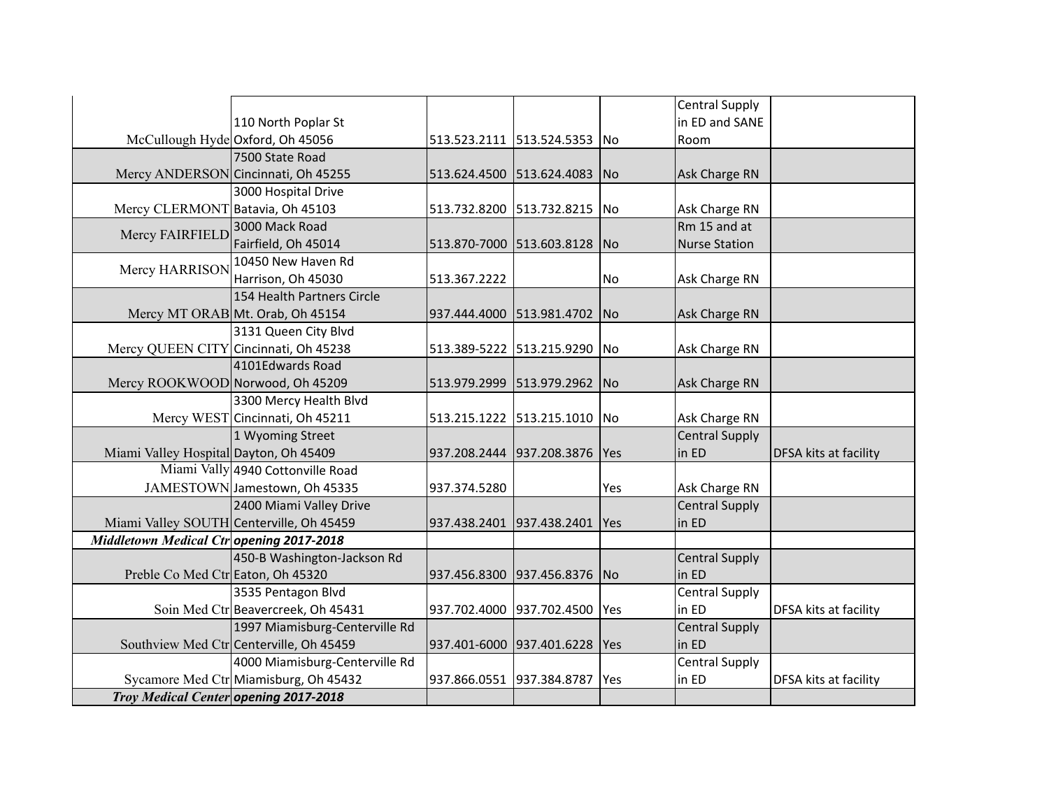|  |  |  |  |  |  |  |
|---|---|---|---|---|---|---|
| McCullough Hyde | 110 North Poplar St Oxford, Oh 45056 | 513.523.2111 | 513.524.5353 | No | Central Supply in ED and SANE Room |  |
| Mercy ANDERSON | 7500 State Road Cincinnati, Oh 45255 | 513.624.4500 | 513.624.4083 | No | Ask Charge RN |  |
| Mercy CLERMONT | 3000 Hospital Drive Batavia, Oh 45103 | 513.732.8200 | 513.732.8215 | No | Ask Charge RN |  |
| Mercy FAIRFIELD | 3000 Mack Road Fairfield, Oh 45014 | 513.870-7000 | 513.603.8128 | No | Rm 15 and at Nurse Station |  |
| Mercy HARRISON | 10450 New Haven Rd Harrison, Oh 45030 | 513.367.2222 |  | No | Ask Charge RN |  |
| Mercy MT ORAB | 154 Health Partners Circle Mt. Orab, Oh 45154 | 937.444.4000 | 513.981.4702 | No | Ask Charge RN |  |
| Mercy QUEEN CITY | 3131 Queen City Blvd Cincinnati, Oh 45238 | 513.389-5222 | 513.215.9290 | No | Ask Charge RN |  |
| Mercy ROOKWOOD | 4101Edwards Road Norwood, Oh 45209 | 513.979.2999 | 513.979.2962 | No | Ask Charge RN |  |
| Mercy WEST | 3300 Mercy Health Blvd Cincinnati, Oh 45211 | 513.215.1222 | 513.215.1010 | No | Ask Charge RN |  |
| Miami Valley Hospital | 1 Wyoming Street Dayton, Oh 45409 | 937.208.2444 | 937.208.3876 | Yes | Central Supply in ED | DFSA kits at facility |
| Miami Vally JAMESTOWN | 4940 Cottonville Road Jamestown, Oh 45335 | 937.374.5280 |  | Yes | Ask Charge RN |  |
| Miami Valley SOUTH | 2400 Miami Valley Drive Centerville, Oh 45459 | 937.438.2401 | 937.438.2401 | Yes | Central Supply in ED |  |
| ***Middletown Medical Ctr*** | ***opening 2017-2018*** |  |  |  |  |  |
| Preble Co Med Ctr | 450-B Washington-Jackson Rd Eaton, Oh 45320 | 937.456.8300 | 937.456.8376 | No | Central Supply in ED |  |
| Soin Med Ctr | 3535 Pentagon Blvd Beavercreek, Oh 45431 | 937.702.4000 | 937.702.4500 | Yes | Central Supply in ED | DFSA kits at facility |
| Southview Med Ctr | 1997 Miamisburg-Centerville Rd Centerville, Oh 45459 | 937.401-6000 | 937.401.6228 | Yes | Central Supply in ED |  |
| Sycamore Med Ctr | 4000 Miamisburg-Centerville Rd Miamisburg, Oh 45432 | 937.866.0551 | 937.384.8787 | Yes | Central Supply in ED | DFSA kits at facility |
| ***Troy Medical Center*** | ***opening 2017-2018*** |  |  |  |  |  |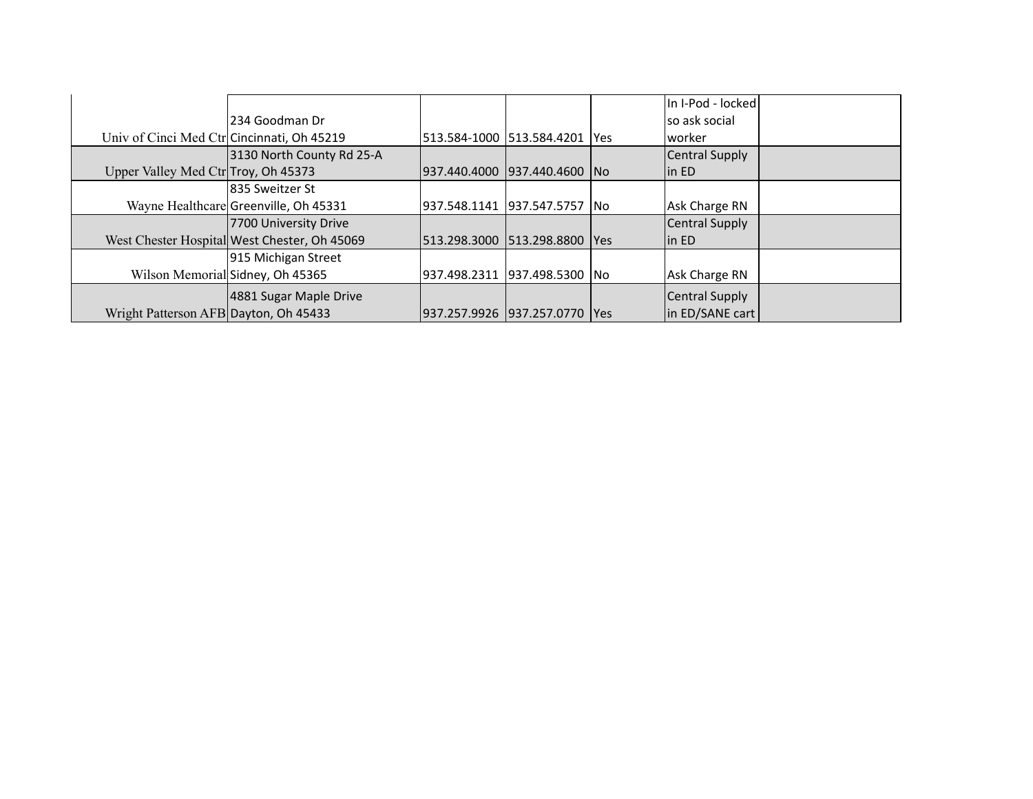| | | | | | | |
|---|---|---|---|---|---|---|
| Univ of Cinci Med Ctr | 234 Goodman Dr Cincinnati, Oh 45219 | 513.584-1000 | 513.584.4201 | Yes | In I-Pod - locked so ask social worker | |
| Upper Valley Med Ctr | 3130 North County Rd 25-A Troy, Oh 45373 | 937.440.4000 | 937.440.4600 | No | Central Supply in ED | |
| Wayne Healthcare | 835 Sweitzer St Greenville, Oh 45331 | 937.548.1141 | 937.547.5757 | No | Ask Charge RN | |
| West Chester Hospital | 7700 University Drive West Chester, Oh 45069 | 513.298.3000 | 513.298.8800 | Yes | Central Supply in ED | |
| Wilson Memorial | 915 Michigan Street Sidney, Oh 45365 | 937.498.2311 | 937.498.5300 | No | Ask Charge RN | |
| Wright Patterson AFB | 4881 Sugar Maple Drive Dayton, Oh 45433 | 937.257.9926 | 937.257.0770 | Yes | Central Supply in ED/SANE cart | |